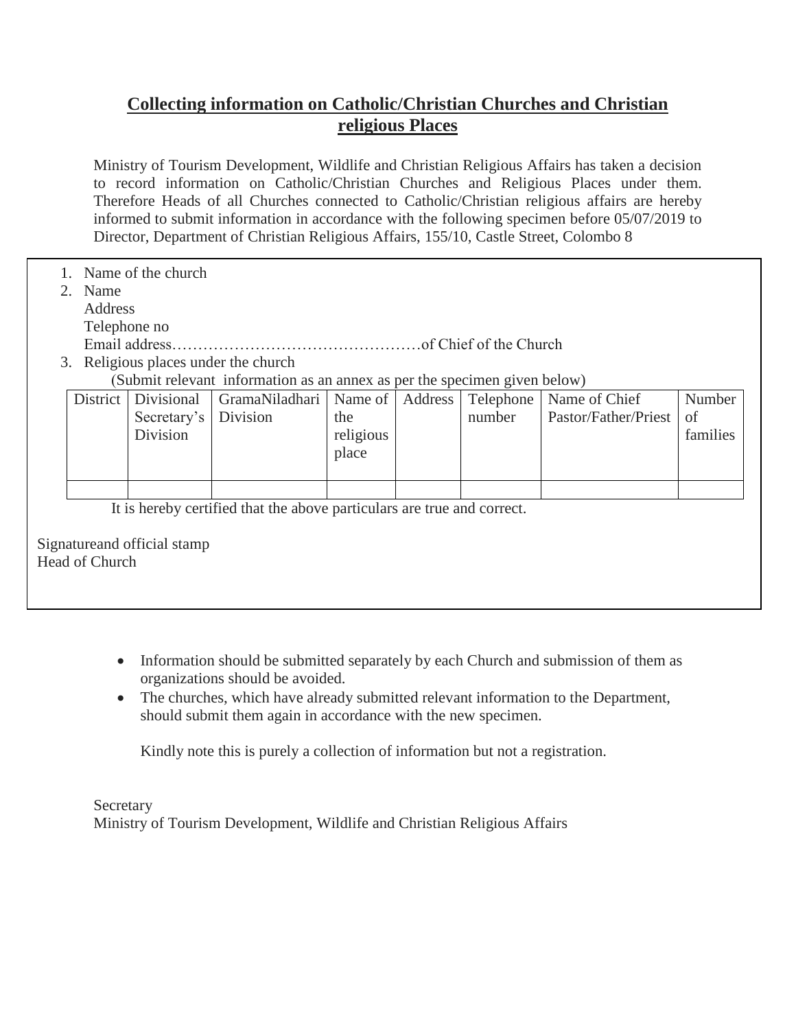# Collecting information on Catholic/Christian Churches and Christian religious Places

Ministry of Tourism Development, Wildlife and Christian Religious Affairs has taken a decision to record information on Catholic/Christian Churches and Religious Places under them. Therefore Heads of all Churches connected to Catholic/Christian religious affairs are hereby informed to submit information in accordance with the following specimen before 05/07/2019 to Director, Department of Christian Religious Affairs, 155/10, Castle Street, Colombo 8

1. Name of the church
2. Name
   Address
   Telephone no
   Email address…………………………………………of Chief of the Church
3. Religious places under the church
   (Submit relevant information as an annex as per the specimen given below)

| District | Divisional Secretary's Division | GramaNiladhari Division | Name of the religious place | Address | Telephone number | Name of Chief Pastor/Father/Priest | Number of families |
|---|---|---|---|---|---|---|---|
| | | | | | | | |

It is hereby certified that the above particulars are true and correct.

Signatureand official stamp
Head of Church

- Information should be submitted separately by each Church and submission of them as organizations should be avoided.
- The churches, which have already submitted relevant information to the Department, should submit them again in accordance with the new specimen.

Kindly note this is purely a collection of information but not a registration.

Secretary
Ministry of Tourism Development, Wildlife and Christian Religious Affairs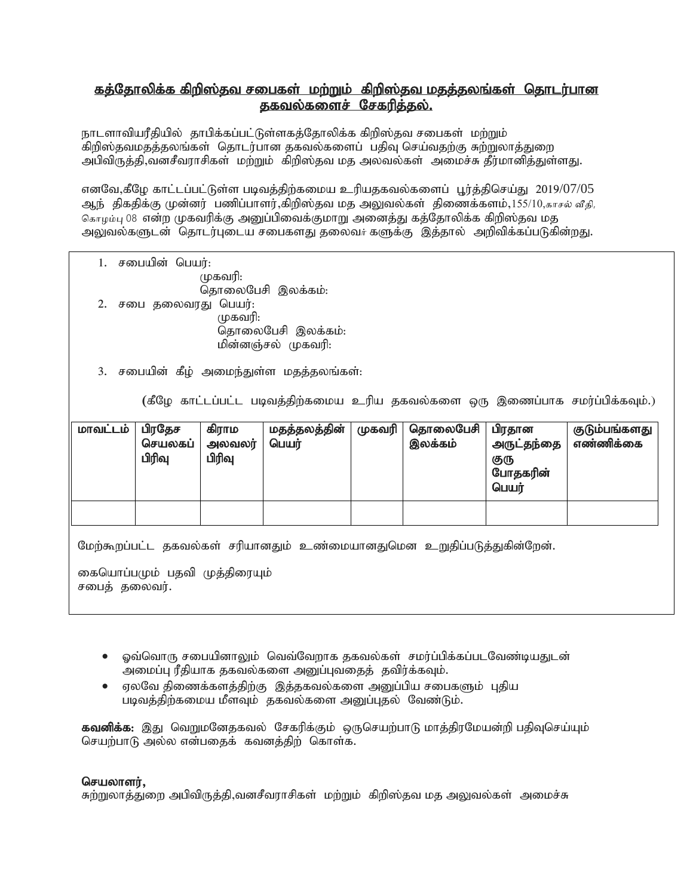## கத்தோலிக்க கிறிஸ்தவ சபைகள் மற்றும் கிறிஸ்தவ மதத்தலங்கள் தொடர்பான தகவல்களைச் சேகரித்தல்.

நாடளாவியரீதியில் தாபிக்கப்பட்டுள்ளகத்தோலிக்க கிறிஸ்தவ சபைகள் மற்றும் கிறிஸ்தவமதத்தலங்கள் தொடர்பான தகவல்களைப் பதிவு செய்வதற்கு சுற்றுலாத்துறை அபிவிருத்தி,வனசீவராசிகள் மற்றும் கிறிஸ்தவ மத அலவல்கள் அமைச்சு தீர்மானித்துள்ளது.

எனவே,கீழே காட்டப்பட்டுள்ள படிவத்திற்கமைய உரியதகவல்களைப் பூர்த்திசெய்து 2019/07/05 ஆந் திகதிக்கு முன்னர் பணிப்பாளர்,கிறிஸ்தவ மத அலுவல்கள் திணைக்களம்,155/10,காசல் வீதி, கொழும்பு 08 என்ற முகவரிக்கு அனுப்பிவைக்குமாறு அனைத்து கத்தோலிக்க கிறிஸ்தவ மத அலுவல்களுடன் தொடர்புடைய சபைகளது தலைவர்களுக்கு இத்தால் அறிவிக்கப்படுகின்றது.

1. சபையின் பெயர்:
   முகவரி:
   தொலைபேசி இலக்கம்:
2. சபை தலைவரது பெயர்:
   முகவரி:
   தொலைபேசி இலக்கம்:
   மின்னஞ்சல் முகவரி:
3. சபையின் கீழ் அமைந்துள்ள மதத்தலங்கள்:

(கீழே காட்டப்பட்ட படிவத்திற்கமைய உரிய தகவல்களை ஒரு இணைப்பாக சமர்ப்பிக்கவும்.)

| மாவட்டம் | பிரதேச செயலகப் பிரிவு | கிராம அலவலர் பிரிவு | மதத்தலத்தின் பெயர் | முகவரி | தொலைபேசி இலக்கம் | பிரதான அருட்தந்தை குரு போதகரின் பெயர் | குடும்பங்களது எண்ணிக்கை |
|---|---|---|---|---|---|---|---|
| | | | | | | | |

மேற்கூறப்பட்ட தகவல்கள் சரியானதும் உண்மையானதுமென உறுதிப்படுத்துகின்றேன்.

கையொப்பமும் பதவி முத்திரையும்
சபைத் தலைவர்.

- ஓவ்வொரு சபையினாலும் வெவ்வேறாக தகவல்கள் சமர்ப்பிக்கப்படவேண்டியதுடன் அமைப்பு ரீதியாக தகவல்களை அனுப்புவதைத் தவிர்க்கவும்.
- ஏலவே திணைக்களத்திற்கு இத்தகவல்களை அனுப்பிய சபைகளும் புதிய படிவத்திற்கமைய மீளவும் தகவல்களை அனுப்புதல் வேண்டும்.

**கவனிக்க:** இது வெறுமனேதகவல் சேகரிக்கும் ஒருசெயற்பாடு மாத்திரமேயன்றி பதிவுசெய்யும் செயற்பாடு அல்ல என்பதைக் கவனத்திற் கொள்க.

**செயலாளர்,**
சுற்றுலாத்துறை அபிவிருத்தி,வனசீவராசிகள் மற்றும் கிறிஸ்தவ மத அலுவல்கள் அமைச்சு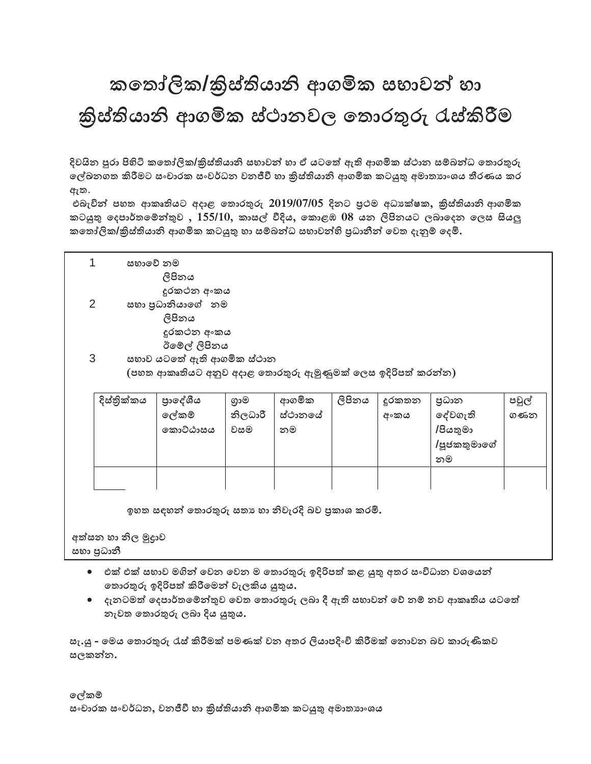# කතෝලික/ක්‍රිස්තියානි ආගමික සභාවන් හා ක්‍රිස්තියානි ආගමික ස්ථානවල තොරතුරු රැස්කිරීම

**දිවයින පුරා පිහිටි කතෝලික/ක්‍රිස්තියානි සභාවන් හා ඒ යටතේ ඇති ආගමික ස්ථාන සම්බන්ධ තොරතුරු ලේඛනගත කිරීමට සංචාරක සංවර්ධන වනජීවී හා ක්‍රිස්තියානි ආගමික කටයුතු අමාත්‍යාංශය තීරණය කර ඇත.**

**එබැවින් පහත ආකෘතියට අදාළ තොරතුරු 2019/07/05 දිනට ප්‍රථම අධ්‍යක්ෂක, ක්‍රිස්තියානි ආගමික කටයුතු දෙපාර්තමේන්තුව , 155/10, කාසල් වීදිය, කොළඹ 08 යන ලිපිනයට ලබාදෙන ලෙස සියලු කතෝලික/ක්‍රිස්තියානි ආගමික කටයුතු හා සම්බන්ධ සභාවන්හි ප්‍රධානීන් වෙත දැනුම් දෙමි.**

1. සභාවේ නම
   - ලිපිනය
   - දුරකථන අංකය
2. සභා ප්‍රධානියාගේ නම
   - ලිපිනය
   - දුරකථන අංකය
   - ඊමේල් ලිපිනය
3. සභාව යටතේ ඇති ආගමික ස්ථාන
   **(පහත ආකෘතියට අනුව අදාළ තොරතුරු ඇමුණුමක් ලෙස ඉදිරිපත් කරන්න)**

| දිස්ත්‍රික්කය | ප්‍රාදේශීය ලේකම් කොට්ඨාසය | ග්‍රාම නිලධාරී වසම | ආගමික ස්ථානයේ නම | ලිපිනය | දුරකතන අංකය | ප්‍රධාන දේවගැති /පියතුමා /පූජකතුමාගේ නම | පවුල් ගණන |
|---|---|---|---|---|---|---|---|
| | | | | | | | |

**ඉහත සඳහන් තොරතුරු සත්‍ය හා නිවැරදි බව ප්‍රකාශ කරමි.**

අත්සන හා නිල මුද්‍රාව
සභා ප්‍රධානී

- **එක් එක් සභාව මගින් වෙන වෙන ම තොරතුරු ඉදිරිපත් කළ යුතු අතර සංවිධාන වශයෙන් තොරතුරු ඉදිරිපත් කිරීමෙන් වැළකිය යුතුය.**
- **දැනටමත් දෙපාර්තමේන්තුව වෙත තොරතුරු ලබා දී ඇති සභාවන් වේ නම් නව ආකෘතිය යටතේ නැවත තොරතුරු ලබා දිය යුතුය.**

**සැ.යු - මෙය තොරතුරු රැස් කිරීමක් පමණක් වන අතර ලියාපදිංචි කිරීමක් නොවන බව කාරුණිකව සලකන්න.**

**ලේකම්**
**සංචාරක සංවර්ධන, වනජීවී හා ක්‍රිස්තියානි ආගමික කටයුතු අමාත්‍යාංශය**